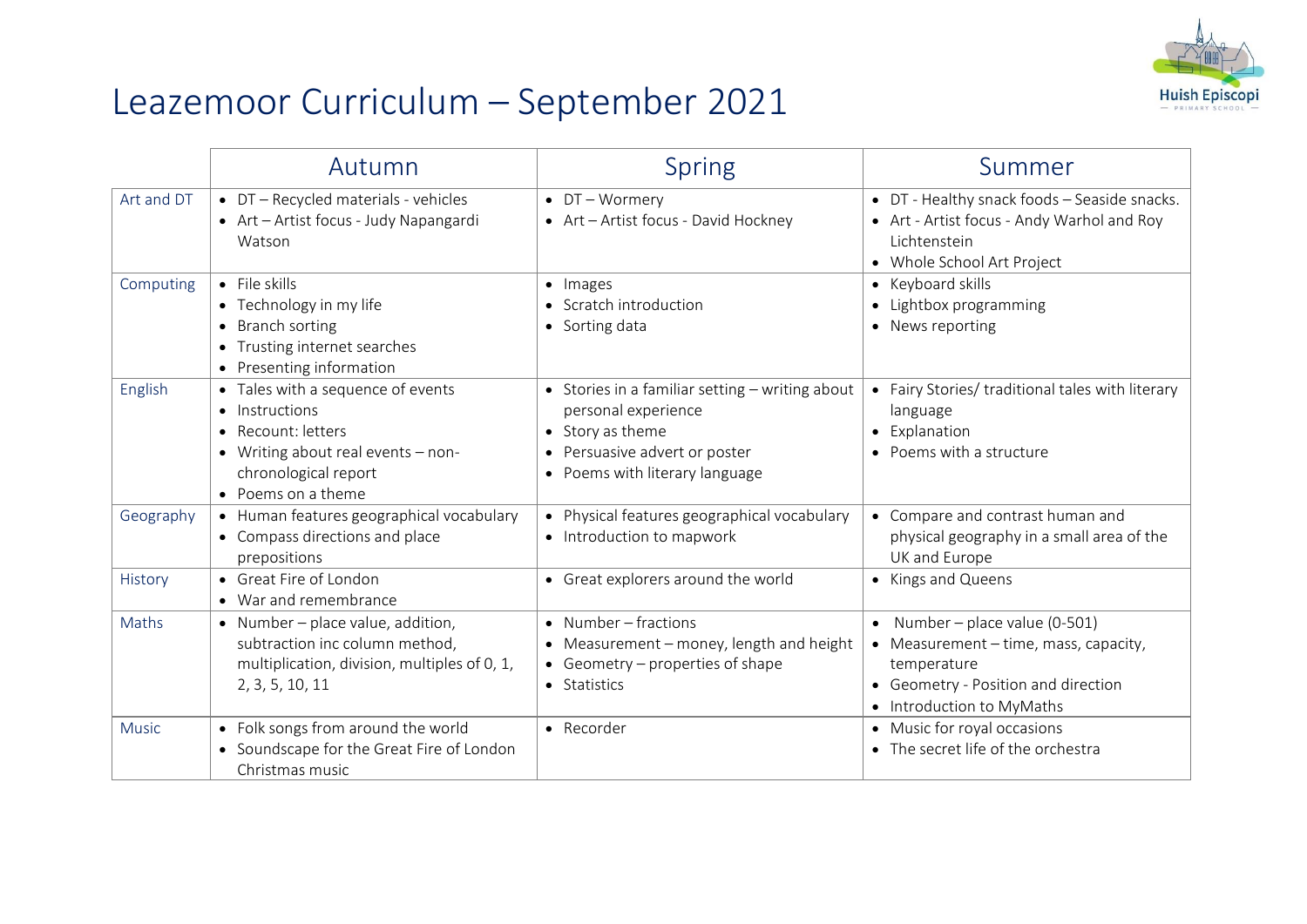# Leazemoor Curriculum – September 2021

| | Autumn | Spring | Summer |
|---|---|---|---|
| Art and DT | • DT – Recycled materials - vehicles<br>• Art – Artist focus - Judy Napangardi Watson | • DT – Wormery<br>• Art – Artist focus - David Hockney | • DT - Healthy snack foods – Seaside snacks.<br>• Art - Artist focus - Andy Warhol and Roy Lichtenstein<br>• Whole School Art Project |
| Computing | • File skills<br>• Technology in my life<br>• Branch sorting<br>• Trusting internet searches<br>• Presenting information | • Images<br>• Scratch introduction<br>• Sorting data | • Keyboard skills<br>• Lightbox programming<br>• News reporting |
| English | • Tales with a sequence of events<br>• Instructions<br>• Recount: letters<br>• Writing about real events – non-chronological report<br>• Poems on a theme | • Stories in a familiar setting – writing about personal experience<br>• Story as theme<br>• Persuasive advert or poster<br>• Poems with literary language | • Fairy Stories/ traditional tales with literary language<br>• Explanation<br>• Poems with a structure |
| Geography | • Human features geographical vocabulary<br>• Compass directions and place prepositions | • Physical features geographical vocabulary<br>• Introduction to mapwork | • Compare and contrast human and physical geography in a small area of the UK and Europe |
| History | • Great Fire of London<br>• War and remembrance | • Great explorers around the world | • Kings and Queens |
| Maths | • Number – place value, addition, subtraction inc column method, multiplication, division, multiples of 0, 1, 2, 3, 5, 10, 11 | • Number – fractions<br>• Measurement – money, length and height<br>• Geometry – properties of shape<br>• Statistics | • Number – place value (0-501)<br>• Measurement – time, mass, capacity, temperature<br>• Geometry - Position and direction<br>• Introduction to MyMaths |
| Music | • Folk songs from around the world<br>• Soundscape for the Great Fire of London Christmas music | • Recorder | • Music for royal occasions<br>• The secret life of the orchestra |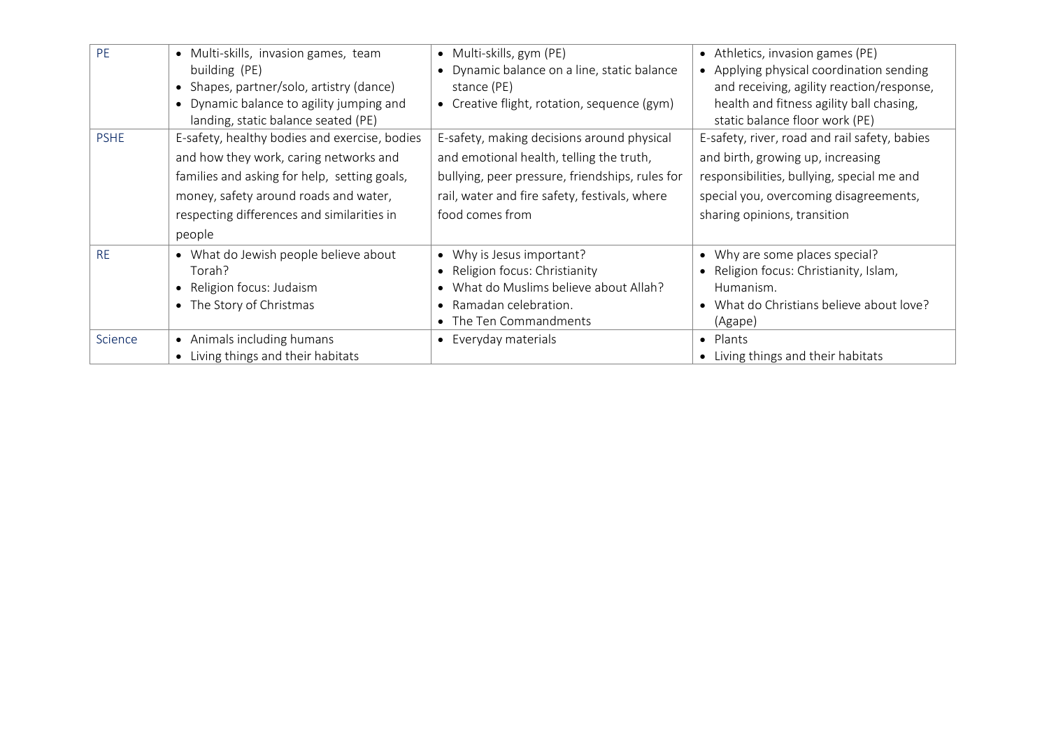| | | | |
|---|---|---|---|
| PE | • Multi-skills, invasion games, team building (PE)<br>• Shapes, partner/solo, artistry (dance)<br>• Dynamic balance to agility jumping and landing, static balance seated (PE) | • Multi-skills, gym (PE)<br>• Dynamic balance on a line, static balance stance (PE)<br>• Creative flight, rotation, sequence (gym) | • Athletics, invasion games (PE)<br>• Applying physical coordination sending and receiving, agility reaction/response, health and fitness agility ball chasing, static balance floor work (PE) |
| PSHE | E-safety, healthy bodies and exercise, bodies and how they work, caring networks and families and asking for help, setting goals, money, safety around roads and water, respecting differences and similarities in people | E-safety, making decisions around physical and emotional health, telling the truth, bullying, peer pressure, friendships, rules for rail, water and fire safety, festivals, where food comes from | E-safety, river, road and rail safety, babies and birth, growing up, increasing responsibilities, bullying, special me and special you, overcoming disagreements, sharing opinions, transition |
| RE | • What do Jewish people believe about Torah?<br>• Religion focus: Judaism<br>• The Story of Christmas | • Why is Jesus important?<br>• Religion focus: Christianity<br>• What do Muslims believe about Allah?<br>• Ramadan celebration.<br>• The Ten Commandments | • Why are some places special?<br>• Religion focus: Christianity, Islam, Humanism.<br>• What do Christians believe about love? (Agape) |
| Science | • Animals including humans<br>• Living things and their habitats | • Everyday materials | • Plants<br>• Living things and their habitats |